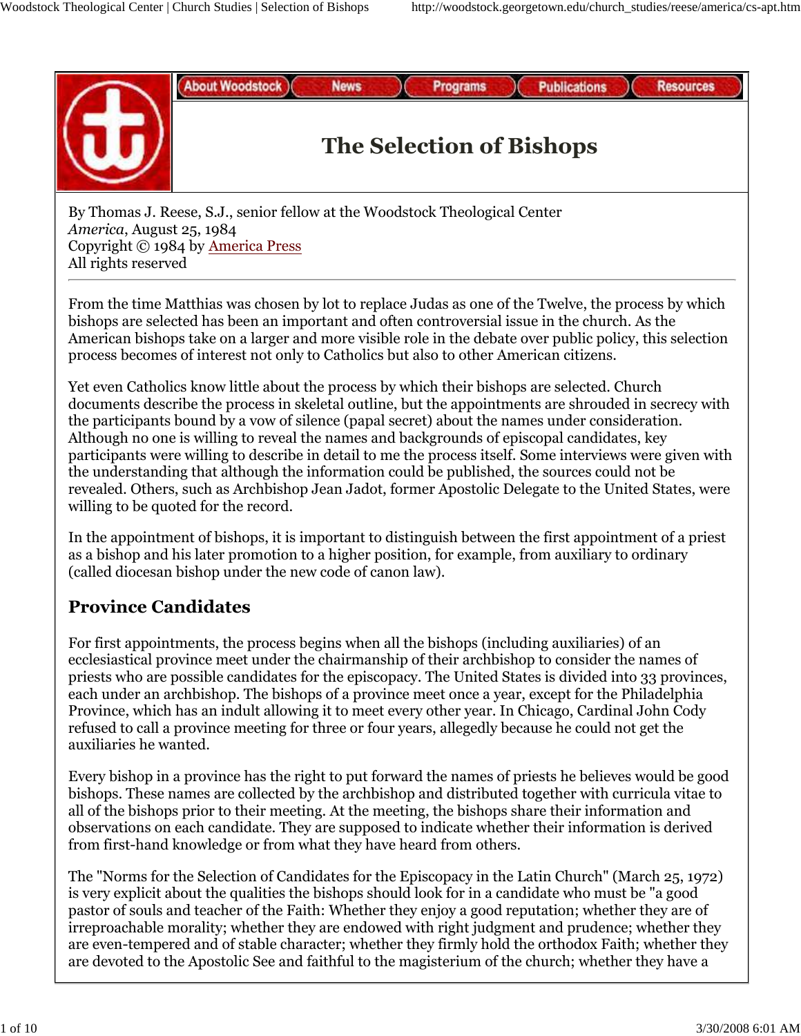# The Selection of Bishops

By Thomas J. Reese, S.J., senior fellow at the Woodstock Theological Center
*America*, August 25, 1984
Copyright © 1984 by America Press
All rights reserved

---

From the time Matthias was chosen by lot to replace Judas as one of the Twelve, the process by which bishops are selected has been an important and often controversial issue in the church. As the American bishops take on a larger and more visible role in the debate over public policy, this selection process becomes of interest not only to Catholics but also to other American citizens.

Yet even Catholics know little about the process by which their bishops are selected. Church documents describe the process in skeletal outline, but the appointments are shrouded in secrecy with the participants bound by a vow of silence (papal secret) about the names under consideration. Although no one is willing to reveal the names and backgrounds of episcopal candidates, key participants were willing to describe in detail to me the process itself. Some interviews were given with the understanding that although the information could be published, the sources could not be revealed. Others, such as Archbishop Jean Jadot, former Apostolic Delegate to the United States, were willing to be quoted for the record.

In the appointment of bishops, it is important to distinguish between the first appointment of a priest as a bishop and his later promotion to a higher position, for example, from auxiliary to ordinary (called diocesan bishop under the new code of canon law).

## Province Candidates

For first appointments, the process begins when all the bishops (including auxiliaries) of an ecclesiastical province meet under the chairmanship of their archbishop to consider the names of priests who are possible candidates for the episcopacy. The United States is divided into 33 provinces, each under an archbishop. The bishops of a province meet once a year, except for the Philadelphia Province, which has an indult allowing it to meet every other year. In Chicago, Cardinal John Cody refused to call a province meeting for three or four years, allegedly because he could not get the auxiliaries he wanted.

Every bishop in a province has the right to put forward the names of priests he believes would be good bishops. These names are collected by the archbishop and distributed together with curricula vitae to all of the bishops prior to their meeting. At the meeting, the bishops share their information and observations on each candidate. They are supposed to indicate whether their information is derived from first-hand knowledge or from what they have heard from others.

The "Norms for the Selection of Candidates for the Episcopacy in the Latin Church" (March 25, 1972) is very explicit about the qualities the bishops should look for in a candidate who must be "a good pastor of souls and teacher of the Faith: Whether they enjoy a good reputation; whether they are of irreproachable morality; whether they are endowed with right judgment and prudence; whether they are even-tempered and of stable character; whether they firmly hold the orthodox Faith; whether they are devoted to the Apostolic See and faithful to the magisterium of the church; whether they have a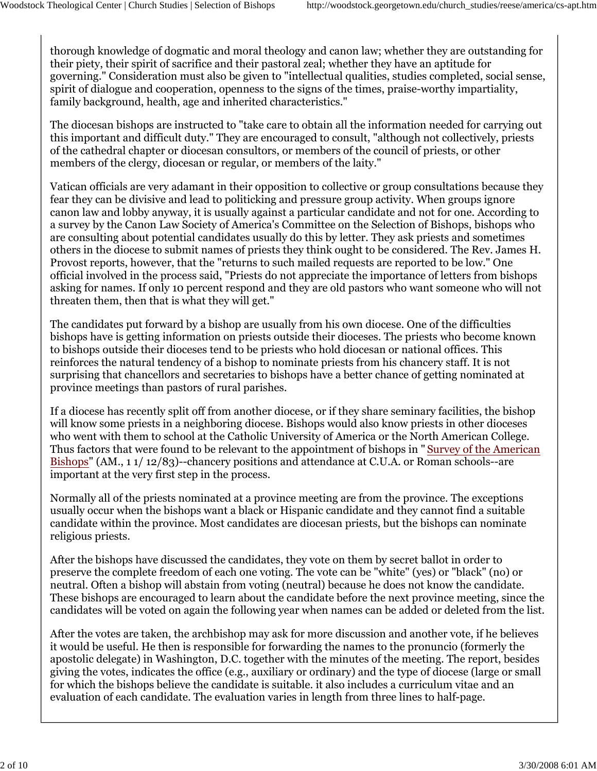thorough knowledge of dogmatic and moral theology and canon law; whether they are outstanding for their piety, their spirit of sacrifice and their pastoral zeal; whether they have an aptitude for governing." Consideration must also be given to "intellectual qualities, studies completed, social sense, spirit of dialogue and cooperation, openness to the signs of the times, praise-worthy impartiality, family background, health, age and inherited characteristics."

The diocesan bishops are instructed to "take care to obtain all the information needed for carrying out this important and difficult duty." They are encouraged to consult, "although not collectively, priests of the cathedral chapter or diocesan consultors, or members of the council of priests, or other members of the clergy, diocesan or regular, or members of the laity."

Vatican officials are very adamant in their opposition to collective or group consultations because they fear they can be divisive and lead to politicking and pressure group activity. When groups ignore canon law and lobby anyway, it is usually against a particular candidate and not for one. According to a survey by the Canon Law Society of America's Committee on the Selection of Bishops, bishops who are consulting about potential candidates usually do this by letter. They ask priests and sometimes others in the diocese to submit names of priests they think ought to be considered. The Rev. James H. Provost reports, however, that the "returns to such mailed requests are reported to be low." One official involved in the process said, "Priests do not appreciate the importance of letters from bishops asking for names. If only 10 percent respond and they are old pastors who want someone who will not threaten them, then that is what they will get."

The candidates put forward by a bishop are usually from his own diocese. One of the difficulties bishops have is getting information on priests outside their dioceses. The priests who become known to bishops outside their dioceses tend to be priests who hold diocesan or national offices. This reinforces the natural tendency of a bishop to nominate priests from his chancery staff. It is not surprising that chancellors and secretaries to bishops have a better chance of getting nominated at province meetings than pastors of rural parishes.

If a diocese has recently split off from another diocese, or if they share seminary facilities, the bishop will know some priests in a neighboring diocese. Bishops would also know priests in other dioceses who went with them to school at the Catholic University of America or the North American College. Thus factors that were found to be relevant to the appointment of bishops in "Survey of the American Bishops" (AM., 1 1/ 12/83)--chancery positions and attendance at C.U.A. or Roman schools--are important at the very first step in the process.

Normally all of the priests nominated at a province meeting are from the province. The exceptions usually occur when the bishops want a black or Hispanic candidate and they cannot find a suitable candidate within the province. Most candidates are diocesan priests, but the bishops can nominate religious priests.

After the bishops have discussed the candidates, they vote on them by secret ballot in order to preserve the complete freedom of each one voting. The vote can be "white" (yes) or "black" (no) or neutral. Often a bishop will abstain from voting (neutral) because he does not know the candidate. These bishops are encouraged to learn about the candidate before the next province meeting, since the candidates will be voted on again the following year when names can be added or deleted from the list.

After the votes are taken, the archbishop may ask for more discussion and another vote, if he believes it would be useful. He then is responsible for forwarding the names to the pronuncio (formerly the apostolic delegate) in Washington, D.C. together with the minutes of the meeting. The report, besides giving the votes, indicates the office (e.g., auxiliary or ordinary) and the type of diocese (large or small for which the bishops believe the candidate is suitable. it also includes a curriculum vitae and an evaluation of each candidate. The evaluation varies in length from three lines to half-page.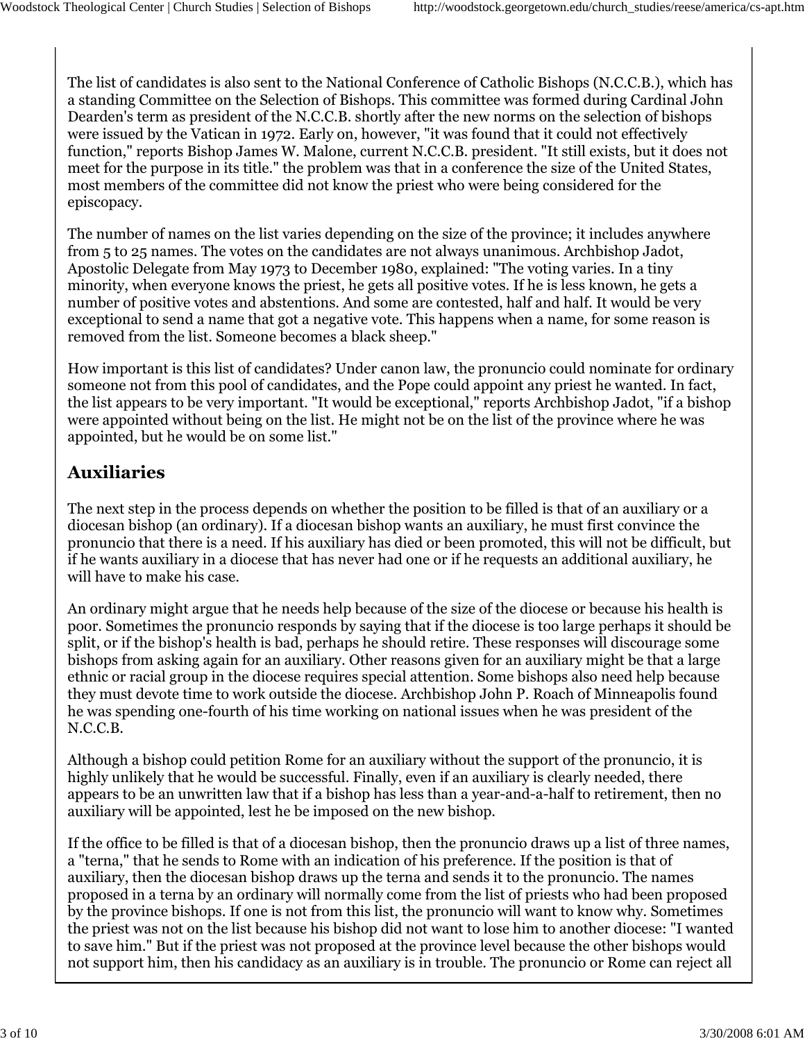The list of candidates is also sent to the National Conference of Catholic Bishops (N.C.C.B.), which has a standing Committee on the Selection of Bishops. This committee was formed during Cardinal John Dearden's term as president of the N.C.C.B. shortly after the new norms on the selection of bishops were issued by the Vatican in 1972. Early on, however, "it was found that it could not effectively function," reports Bishop James W. Malone, current N.C.C.B. president. "It still exists, but it does not meet for the purpose in its title." the problem was that in a conference the size of the United States, most members of the committee did not know the priest who were being considered for the episcopacy.

The number of names on the list varies depending on the size of the province; it includes anywhere from 5 to 25 names. The votes on the candidates are not always unanimous. Archbishop Jadot, Apostolic Delegate from May 1973 to December 1980, explained: "The voting varies. In a tiny minority, when everyone knows the priest, he gets all positive votes. If he is less known, he gets a number of positive votes and abstentions. And some are contested, half and half. It would be very exceptional to send a name that got a negative vote. This happens when a name, for some reason is removed from the list. Someone becomes a black sheep."

How important is this list of candidates? Under canon law, the pronuncio could nominate for ordinary someone not from this pool of candidates, and the Pope could appoint any priest he wanted. In fact, the list appears to be very important. "It would be exceptional," reports Archbishop Jadot, "if a bishop were appointed without being on the list. He might not be on the list of the province where he was appointed, but he would be on some list."

## Auxiliaries

The next step in the process depends on whether the position to be filled is that of an auxiliary or a diocesan bishop (an ordinary). If a diocesan bishop wants an auxiliary, he must first convince the pronuncio that there is a need. If his auxiliary has died or been promoted, this will not be difficult, but if he wants auxiliary in a diocese that has never had one or if he requests an additional auxiliary, he will have to make his case.

An ordinary might argue that he needs help because of the size of the diocese or because his health is poor. Sometimes the pronuncio responds by saying that if the diocese is too large perhaps it should be split, or if the bishop's health is bad, perhaps he should retire. These responses will discourage some bishops from asking again for an auxiliary. Other reasons given for an auxiliary might be that a large ethnic or racial group in the diocese requires special attention. Some bishops also need help because they must devote time to work outside the diocese. Archbishop John P. Roach of Minneapolis found he was spending one-fourth of his time working on national issues when he was president of the N.C.C.B.

Although a bishop could petition Rome for an auxiliary without the support of the pronuncio, it is highly unlikely that he would be successful. Finally, even if an auxiliary is clearly needed, there appears to be an unwritten law that if a bishop has less than a year-and-a-half to retirement, then no auxiliary will be appointed, lest he be imposed on the new bishop.

If the office to be filled is that of a diocesan bishop, then the pronuncio draws up a list of three names, a "terna," that he sends to Rome with an indication of his preference. If the position is that of auxiliary, then the diocesan bishop draws up the terna and sends it to the pronuncio. The names proposed in a terna by an ordinary will normally come from the list of priests who had been proposed by the province bishops. If one is not from this list, the pronuncio will want to know why. Sometimes the priest was not on the list because his bishop did not want to lose him to another diocese: "I wanted to save him." But if the priest was not proposed at the province level because the other bishops would not support him, then his candidacy as an auxiliary is in trouble. The pronuncio or Rome can reject all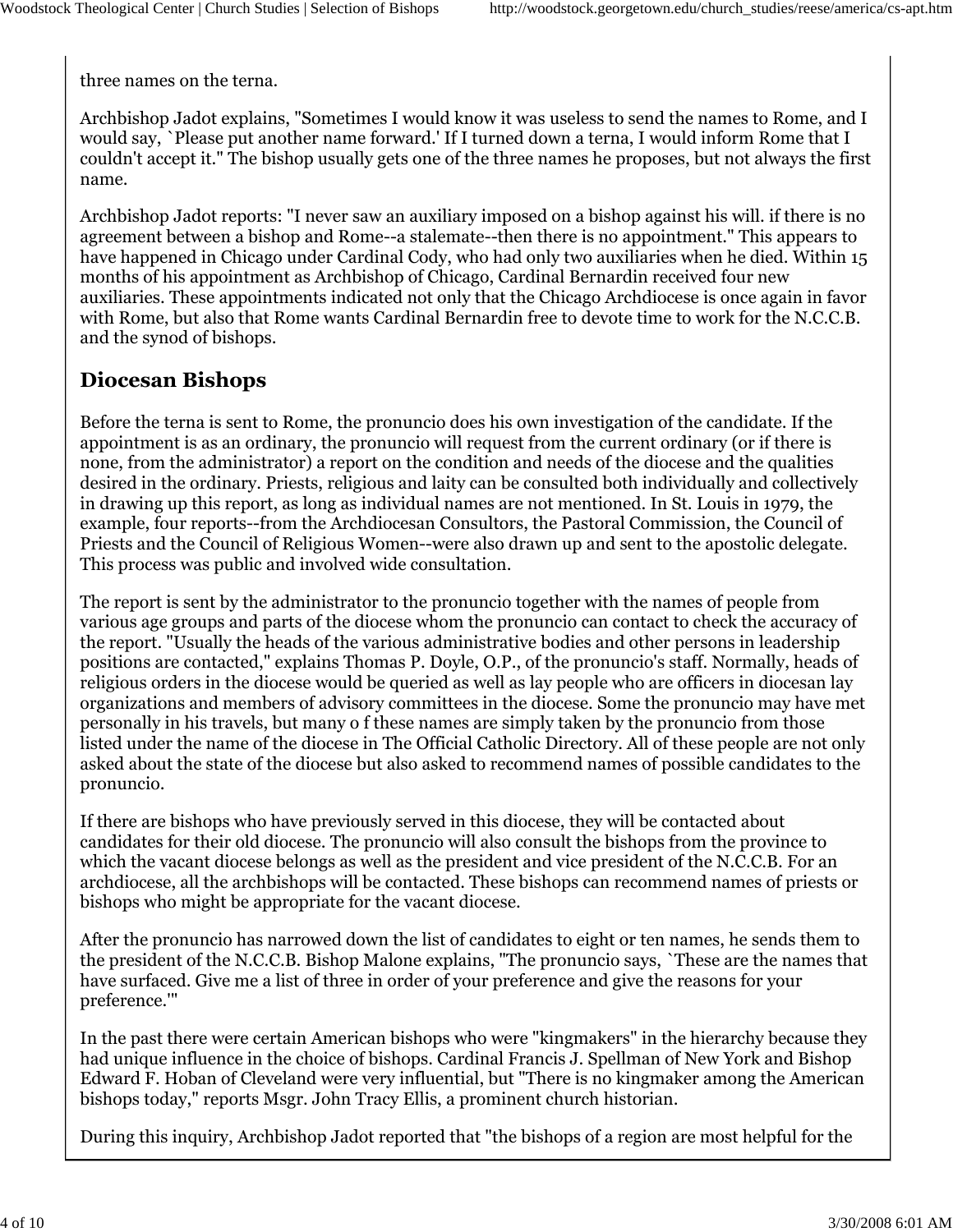three names on the terna.

Archbishop Jadot explains, "Sometimes I would know it was useless to send the names to Rome, and I would say, `Please put another name forward.' If I turned down a terna, I would inform Rome that I couldn't accept it." The bishop usually gets one of the three names he proposes, but not always the first name.

Archbishop Jadot reports: "I never saw an auxiliary imposed on a bishop against his will. if there is no agreement between a bishop and Rome--a stalemate--then there is no appointment." This appears to have happened in Chicago under Cardinal Cody, who had only two auxiliaries when he died. Within 15 months of his appointment as Archbishop of Chicago, Cardinal Bernardin received four new auxiliaries. These appointments indicated not only that the Chicago Archdiocese is once again in favor with Rome, but also that Rome wants Cardinal Bernardin free to devote time to work for the N.C.C.B. and the synod of bishops.

## Diocesan Bishops

Before the terna is sent to Rome, the pronuncio does his own investigation of the candidate. If the appointment is as an ordinary, the pronuncio will request from the current ordinary (or if there is none, from the administrator) a report on the condition and needs of the diocese and the qualities desired in the ordinary. Priests, religious and laity can be consulted both individually and collectively in drawing up this report, as long as individual names are not mentioned. In St. Louis in 1979, the example, four reports--from the Archdiocesan Consultors, the Pastoral Commission, the Council of Priests and the Council of Religious Women--were also drawn up and sent to the apostolic delegate. This process was public and involved wide consultation.

The report is sent by the administrator to the pronuncio together with the names of people from various age groups and parts of the diocese whom the pronuncio can contact to check the accuracy of the report. "Usually the heads of the various administrative bodies and other persons in leadership positions are contacted," explains Thomas P. Doyle, O.P., of the pronuncio's staff. Normally, heads of religious orders in the diocese would be queried as well as lay people who are officers in diocesan lay organizations and members of advisory committees in the diocese. Some the pronuncio may have met personally in his travels, but many o f these names are simply taken by the pronuncio from those listed under the name of the diocese in The Official Catholic Directory. All of these people are not only asked about the state of the diocese but also asked to recommend names of possible candidates to the pronuncio.

If there are bishops who have previously served in this diocese, they will be contacted about candidates for their old diocese. The pronuncio will also consult the bishops from the province to which the vacant diocese belongs as well as the president and vice president of the N.C.C.B. For an archdiocese, all the archbishops will be contacted. These bishops can recommend names of priests or bishops who might be appropriate for the vacant diocese.

After the pronuncio has narrowed down the list of candidates to eight or ten names, he sends them to the president of the N.C.C.B. Bishop Malone explains, "The pronuncio says, `These are the names that have surfaced. Give me a list of three in order of your preference and give the reasons for your preference.'"

In the past there were certain American bishops who were "kingmakers" in the hierarchy because they had unique influence in the choice of bishops. Cardinal Francis J. Spellman of New York and Bishop Edward F. Hoban of Cleveland were very influential, but "There is no kingmaker among the American bishops today," reports Msgr. John Tracy Ellis, a prominent church historian.

During this inquiry, Archbishop Jadot reported that "the bishops of a region are most helpful for the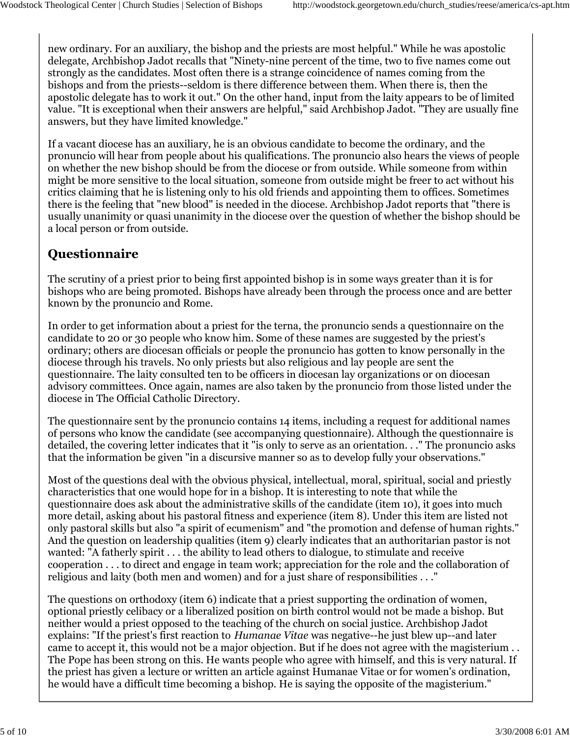new ordinary. For an auxiliary, the bishop and the priests are most helpful." While he was apostolic delegate, Archbishop Jadot recalls that "Ninety-nine percent of the time, two to five names come out strongly as the candidates. Most often there is a strange coincidence of names coming from the bishops and from the priests--seldom is there difference between them. When there is, then the apostolic delegate has to work it out." On the other hand, input from the laity appears to be of limited value. "It is exceptional when their answers are helpful," said Archbishop Jadot. "They are usually fine answers, but they have limited knowledge."

If a vacant diocese has an auxiliary, he is an obvious candidate to become the ordinary, and the pronuncio will hear from people about his qualifications. The pronuncio also hears the views of people on whether the new bishop should be from the diocese or from outside. While someone from within might be more sensitive to the local situation, someone from outside might be freer to act without his critics claiming that he is listening only to his old friends and appointing them to offices. Sometimes there is the feeling that "new blood" is needed in the diocese. Archbishop Jadot reports that "there is usually unanimity or quasi unanimity in the diocese over the question of whether the bishop should be a local person or from outside.

## Questionnaire

The scrutiny of a priest prior to being first appointed bishop is in some ways greater than it is for bishops who are being promoted. Bishops have already been through the process once and are better known by the pronuncio and Rome.

In order to get information about a priest for the terna, the pronuncio sends a questionnaire on the candidate to 20 or 30 people who know him. Some of these names are suggested by the priest's ordinary; others are diocesan officials or people the pronuncio has gotten to know personally in the diocese through his travels. No only priests but also religious and lay people are sent the questionnaire. The laity consulted ten to be officers in diocesan lay organizations or on diocesan advisory committees. Once again, names are also taken by the pronuncio from those listed under the diocese in The Official Catholic Directory.

The questionnaire sent by the pronuncio contains 14 items, including a request for additional names of persons who know the candidate (see accompanying questionnaire). Although the questionnaire is detailed, the covering letter indicates that it "is only to serve as an orientation. . ." The pronuncio asks that the information be given "in a discursive manner so as to develop fully your observations."

Most of the questions deal with the obvious physical, intellectual, moral, spiritual, social and priestly characteristics that one would hope for in a bishop. It is interesting to note that while the questionnaire does ask about the administrative skills of the candidate (item 10), it goes into much more detail, asking about his pastoral fitness and experience (item 8). Under this item are listed not only pastoral skills but also "a spirit of ecumenism" and "the promotion and defense of human rights." And the question on leadership qualities (item 9) clearly indicates that an authoritarian pastor is not wanted: "A fatherly spirit . . . the ability to lead others to dialogue, to stimulate and receive cooperation . . . to direct and engage in team work; appreciation for the role and the collaboration of religious and laity (both men and women) and for a just share of responsibilities . . ."

The questions on orthodoxy (item 6) indicate that a priest supporting the ordination of women, optional priestly celibacy or a liberalized position on birth control would not be made a bishop. But neither would a priest opposed to the teaching of the church on social justice. Archbishop Jadot explains: "If the priest's first reaction to *Humanae Vitae* was negative--he just blew up--and later came to accept it, this would not be a major objection. But if he does not agree with the magisterium . . The Pope has been strong on this. He wants people who agree with himself, and this is very natural. If the priest has given a lecture or written an article against Humanae Vitae or for women's ordination, he would have a difficult time becoming a bishop. He is saying the opposite of the magisterium."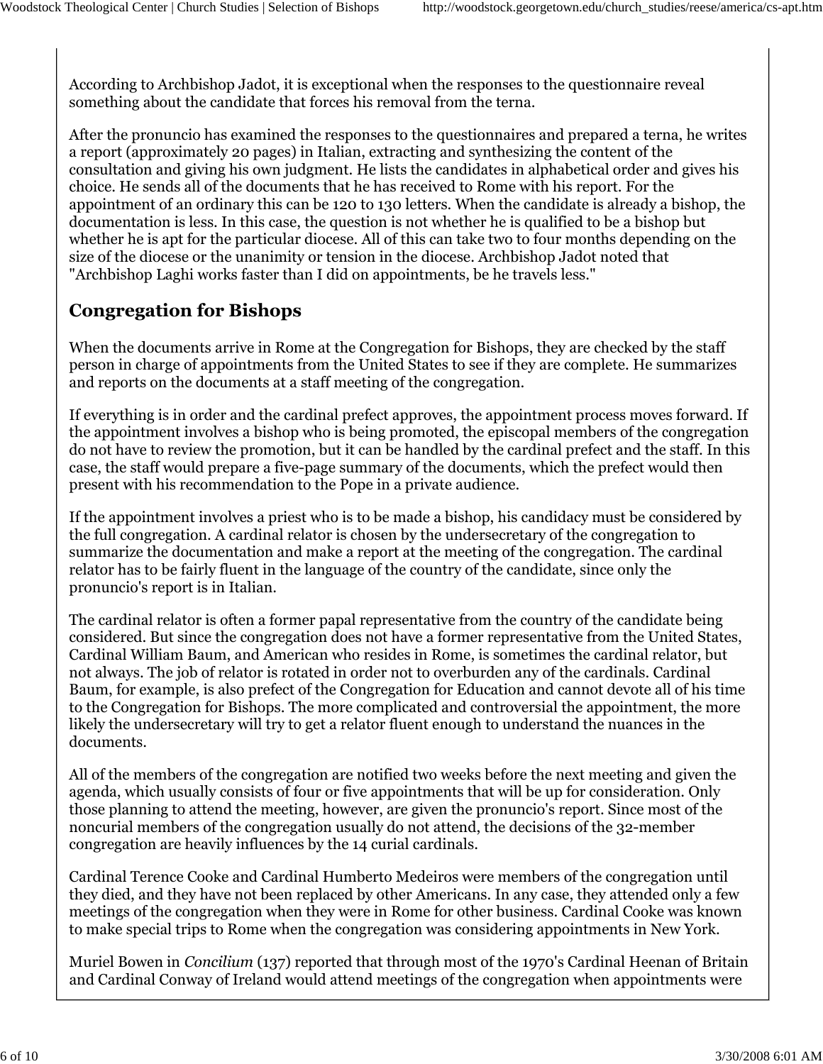According to Archbishop Jadot, it is exceptional when the responses to the questionnaire reveal something about the candidate that forces his removal from the terna.

After the pronuncio has examined the responses to the questionnaires and prepared a terna, he writes a report (approximately 20 pages) in Italian, extracting and synthesizing the content of the consultation and giving his own judgment. He lists the candidates in alphabetical order and gives his choice. He sends all of the documents that he has received to Rome with his report. For the appointment of an ordinary this can be 120 to 130 letters. When the candidate is already a bishop, the documentation is less. In this case, the question is not whether he is qualified to be a bishop but whether he is apt for the particular diocese. All of this can take two to four months depending on the size of the diocese or the unanimity or tension in the diocese. Archbishop Jadot noted that "Archbishop Laghi works faster than I did on appointments, be he travels less."

## Congregation for Bishops

When the documents arrive in Rome at the Congregation for Bishops, they are checked by the staff person in charge of appointments from the United States to see if they are complete. He summarizes and reports on the documents at a staff meeting of the congregation.

If everything is in order and the cardinal prefect approves, the appointment process moves forward. If the appointment involves a bishop who is being promoted, the episcopal members of the congregation do not have to review the promotion, but it can be handled by the cardinal prefect and the staff. In this case, the staff would prepare a five-page summary of the documents, which the prefect would then present with his recommendation to the Pope in a private audience.

If the appointment involves a priest who is to be made a bishop, his candidacy must be considered by the full congregation. A cardinal relator is chosen by the undersecretary of the congregation to summarize the documentation and make a report at the meeting of the congregation. The cardinal relator has to be fairly fluent in the language of the country of the candidate, since only the pronuncio's report is in Italian.

The cardinal relator is often a former papal representative from the country of the candidate being considered. But since the congregation does not have a former representative from the United States, Cardinal William Baum, and American who resides in Rome, is sometimes the cardinal relator, but not always. The job of relator is rotated in order not to overburden any of the cardinals. Cardinal Baum, for example, is also prefect of the Congregation for Education and cannot devote all of his time to the Congregation for Bishops. The more complicated and controversial the appointment, the more likely the undersecretary will try to get a relator fluent enough to understand the nuances in the documents.

All of the members of the congregation are notified two weeks before the next meeting and given the agenda, which usually consists of four or five appointments that will be up for consideration. Only those planning to attend the meeting, however, are given the pronuncio's report. Since most of the noncurial members of the congregation usually do not attend, the decisions of the 32-member congregation are heavily influences by the 14 curial cardinals.

Cardinal Terence Cooke and Cardinal Humberto Medeiros were members of the congregation until they died, and they have not been replaced by other Americans. In any case, they attended only a few meetings of the congregation when they were in Rome for other business. Cardinal Cooke was known to make special trips to Rome when the congregation was considering appointments in New York.

Muriel Bowen in *Concilium* (137) reported that through most of the 1970's Cardinal Heenan of Britain and Cardinal Conway of Ireland would attend meetings of the congregation when appointments were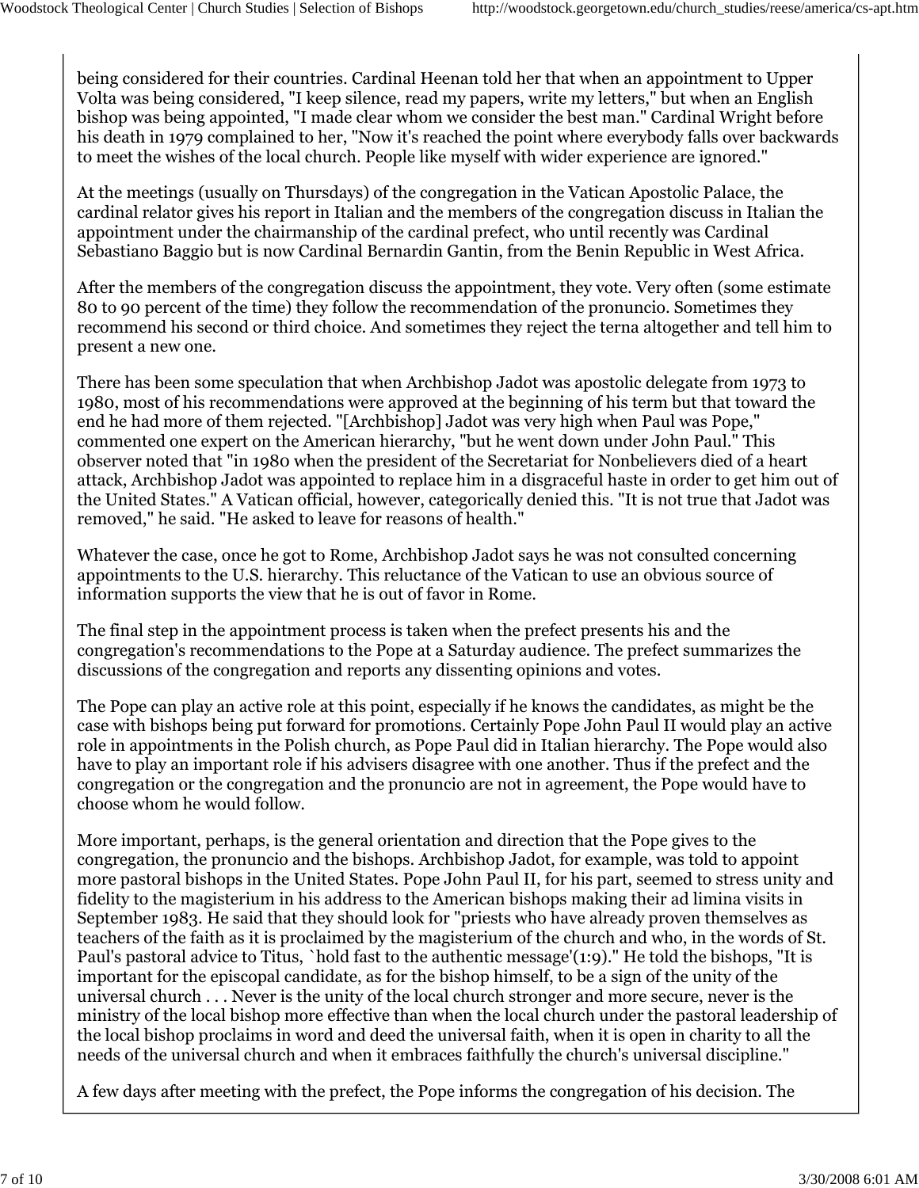being considered for their countries. Cardinal Heenan told her that when an appointment to Upper Volta was being considered, "I keep silence, read my papers, write my letters," but when an English bishop was being appointed, "I made clear whom we consider the best man." Cardinal Wright before his death in 1979 complained to her, "Now it's reached the point where everybody falls over backwards to meet the wishes of the local church. People like myself with wider experience are ignored."

At the meetings (usually on Thursdays) of the congregation in the Vatican Apostolic Palace, the cardinal relator gives his report in Italian and the members of the congregation discuss in Italian the appointment under the chairmanship of the cardinal prefect, who until recently was Cardinal Sebastiano Baggio but is now Cardinal Bernardin Gantin, from the Benin Republic in West Africa.

After the members of the congregation discuss the appointment, they vote. Very often (some estimate 80 to 90 percent of the time) they follow the recommendation of the pronuncio. Sometimes they recommend his second or third choice. And sometimes they reject the terna altogether and tell him to present a new one.

There has been some speculation that when Archbishop Jadot was apostolic delegate from 1973 to 1980, most of his recommendations were approved at the beginning of his term but that toward the end he had more of them rejected. "[Archbishop] Jadot was very high when Paul was Pope," commented one expert on the American hierarchy, "but he went down under John Paul." This observer noted that "in 1980 when the president of the Secretariat for Nonbelievers died of a heart attack, Archbishop Jadot was appointed to replace him in a disgraceful haste in order to get him out of the United States." A Vatican official, however, categorically denied this. "It is not true that Jadot was removed," he said. "He asked to leave for reasons of health."

Whatever the case, once he got to Rome, Archbishop Jadot says he was not consulted concerning appointments to the U.S. hierarchy. This reluctance of the Vatican to use an obvious source of information supports the view that he is out of favor in Rome.

The final step in the appointment process is taken when the prefect presents his and the congregation's recommendations to the Pope at a Saturday audience. The prefect summarizes the discussions of the congregation and reports any dissenting opinions and votes.

The Pope can play an active role at this point, especially if he knows the candidates, as might be the case with bishops being put forward for promotions. Certainly Pope John Paul II would play an active role in appointments in the Polish church, as Pope Paul did in Italian hierarchy. The Pope would also have to play an important role if his advisers disagree with one another. Thus if the prefect and the congregation or the congregation and the pronuncio are not in agreement, the Pope would have to choose whom he would follow.

More important, perhaps, is the general orientation and direction that the Pope gives to the congregation, the pronuncio and the bishops. Archbishop Jadot, for example, was told to appoint more pastoral bishops in the United States. Pope John Paul II, for his part, seemed to stress unity and fidelity to the magisterium in his address to the American bishops making their ad limina visits in September 1983. He said that they should look for "priests who have already proven themselves as teachers of the faith as it is proclaimed by the magisterium of the church and who, in the words of St. Paul's pastoral advice to Titus, `hold fast to the authentic message'(1:9)." He told the bishops, "It is important for the episcopal candidate, as for the bishop himself, to be a sign of the unity of the universal church . . . Never is the unity of the local church stronger and more secure, never is the ministry of the local bishop more effective than when the local church under the pastoral leadership of the local bishop proclaims in word and deed the universal faith, when it is open in charity to all the needs of the universal church and when it embraces faithfully the church's universal discipline."

A few days after meeting with the prefect, the Pope informs the congregation of his decision. The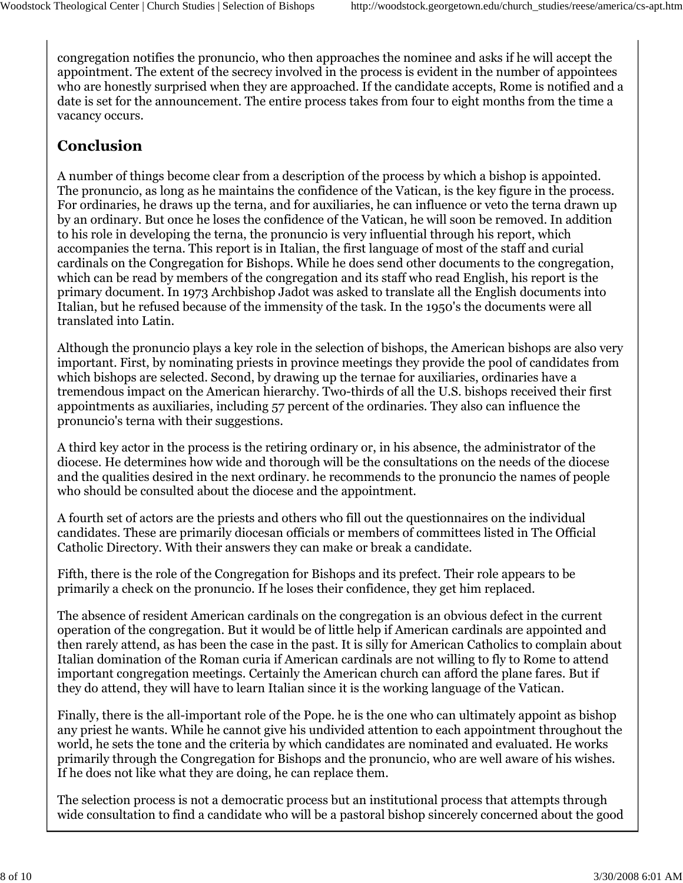congregation notifies the pronuncio, who then approaches the nominee and asks if he will accept the appointment. The extent of the secrecy involved in the process is evident in the number of appointees who are honestly surprised when they are approached. If the candidate accepts, Rome is notified and a date is set for the announcement. The entire process takes from four to eight months from the time a vacancy occurs.

## Conclusion

A number of things become clear from a description of the process by which a bishop is appointed. The pronuncio, as long as he maintains the confidence of the Vatican, is the key figure in the process. For ordinaries, he draws up the terna, and for auxiliaries, he can influence or veto the terna drawn up by an ordinary. But once he loses the confidence of the Vatican, he will soon be removed. In addition to his role in developing the terna, the pronuncio is very influential through his report, which accompanies the terna. This report is in Italian, the first language of most of the staff and curial cardinals on the Congregation for Bishops. While he does send other documents to the congregation, which can be read by members of the congregation and its staff who read English, his report is the primary document. In 1973 Archbishop Jadot was asked to translate all the English documents into Italian, but he refused because of the immensity of the task. In the 1950's the documents were all translated into Latin.

Although the pronuncio plays a key role in the selection of bishops, the American bishops are also very important. First, by nominating priests in province meetings they provide the pool of candidates from which bishops are selected. Second, by drawing up the ternae for auxiliaries, ordinaries have a tremendous impact on the American hierarchy. Two-thirds of all the U.S. bishops received their first appointments as auxiliaries, including 57 percent of the ordinaries. They also can influence the pronuncio's terna with their suggestions.

A third key actor in the process is the retiring ordinary or, in his absence, the administrator of the diocese. He determines how wide and thorough will be the consultations on the needs of the diocese and the qualities desired in the next ordinary. he recommends to the pronuncio the names of people who should be consulted about the diocese and the appointment.

A fourth set of actors are the priests and others who fill out the questionnaires on the individual candidates. These are primarily diocesan officials or members of committees listed in The Official Catholic Directory. With their answers they can make or break a candidate.

Fifth, there is the role of the Congregation for Bishops and its prefect. Their role appears to be primarily a check on the pronuncio. If he loses their confidence, they get him replaced.

The absence of resident American cardinals on the congregation is an obvious defect in the current operation of the congregation. But it would be of little help if American cardinals are appointed and then rarely attend, as has been the case in the past. It is silly for American Catholics to complain about Italian domination of the Roman curia if American cardinals are not willing to fly to Rome to attend important congregation meetings. Certainly the American church can afford the plane fares. But if they do attend, they will have to learn Italian since it is the working language of the Vatican.

Finally, there is the all-important role of the Pope. he is the one who can ultimately appoint as bishop any priest he wants. While he cannot give his undivided attention to each appointment throughout the world, he sets the tone and the criteria by which candidates are nominated and evaluated. He works primarily through the Congregation for Bishops and the pronuncio, who are well aware of his wishes. If he does not like what they are doing, he can replace them.

The selection process is not a democratic process but an institutional process that attempts through wide consultation to find a candidate who will be a pastoral bishop sincerely concerned about the good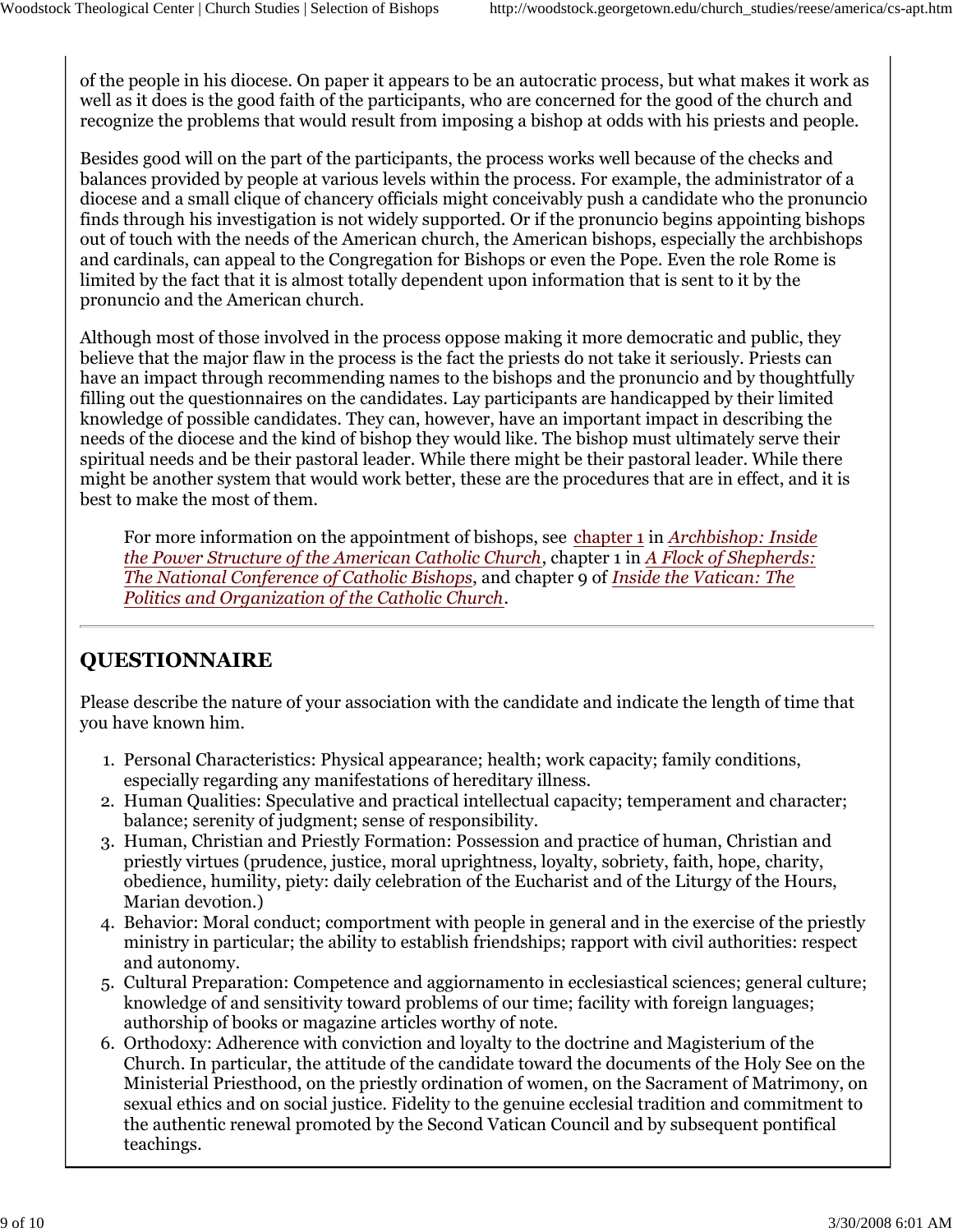of the people in his diocese. On paper it appears to be an autocratic process, but what makes it work as well as it does is the good faith of the participants, who are concerned for the good of the church and recognize the problems that would result from imposing a bishop at odds with his priests and people.

Besides good will on the part of the participants, the process works well because of the checks and balances provided by people at various levels within the process. For example, the administrator of a diocese and a small clique of chancery officials might conceivably push a candidate who the pronuncio finds through his investigation is not widely supported. Or if the pronuncio begins appointing bishops out of touch with the needs of the American church, the American bishops, especially the archbishops and cardinals, can appeal to the Congregation for Bishops or even the Pope. Even the role Rome is limited by the fact that it is almost totally dependent upon information that is sent to it by the pronuncio and the American church.

Although most of those involved in the process oppose making it more democratic and public, they believe that the major flaw in the process is the fact the priests do not take it seriously. Priests can have an impact through recommending names to the bishops and the pronuncio and by thoughtfully filling out the questionnaires on the candidates. Lay participants are handicapped by their limited knowledge of possible candidates. They can, however, have an important impact in describing the needs of the diocese and the kind of bishop they would like. The bishop must ultimately serve their spiritual needs and be their pastoral leader. While there might be their pastoral leader. While there might be another system that would work better, these are the procedures that are in effect, and it is best to make the most of them.

> For more information on the appointment of bishops, see chapter 1 in *Archbishop: Inside the Power Structure of the American Catholic Church*, chapter 1 in *A Flock of Shepherds: The National Conference of Catholic Bishops*, and chapter 9 of *Inside the Vatican: The Politics and Organization of the Catholic Church*.

---

## QUESTIONNAIRE

Please describe the nature of your association with the candidate and indicate the length of time that you have known him.

1. Personal Characteristics: Physical appearance; health; work capacity; family conditions, especially regarding any manifestations of hereditary illness.
2. Human Qualities: Speculative and practical intellectual capacity; temperament and character; balance; serenity of judgment; sense of responsibility.
3. Human, Christian and Priestly Formation: Possession and practice of human, Christian and priestly virtues (prudence, justice, moral uprightness, loyalty, sobriety, faith, hope, charity, obedience, humility, piety: daily celebration of the Eucharist and of the Liturgy of the Hours, Marian devotion.)
4. Behavior: Moral conduct; comportment with people in general and in the exercise of the priestly ministry in particular; the ability to establish friendships; rapport with civil authorities: respect and autonomy.
5. Cultural Preparation: Competence and aggiornamento in ecclesiastical sciences; general culture; knowledge of and sensitivity toward problems of our time; facility with foreign languages; authorship of books or magazine articles worthy of note.
6. Orthodoxy: Adherence with conviction and loyalty to the doctrine and Magisterium of the Church. In particular, the attitude of the candidate toward the documents of the Holy See on the Ministerial Priesthood, on the priestly ordination of women, on the Sacrament of Matrimony, on sexual ethics and on social justice. Fidelity to the genuine ecclesial tradition and commitment to the authentic renewal promoted by the Second Vatican Council and by subsequent pontifical teachings.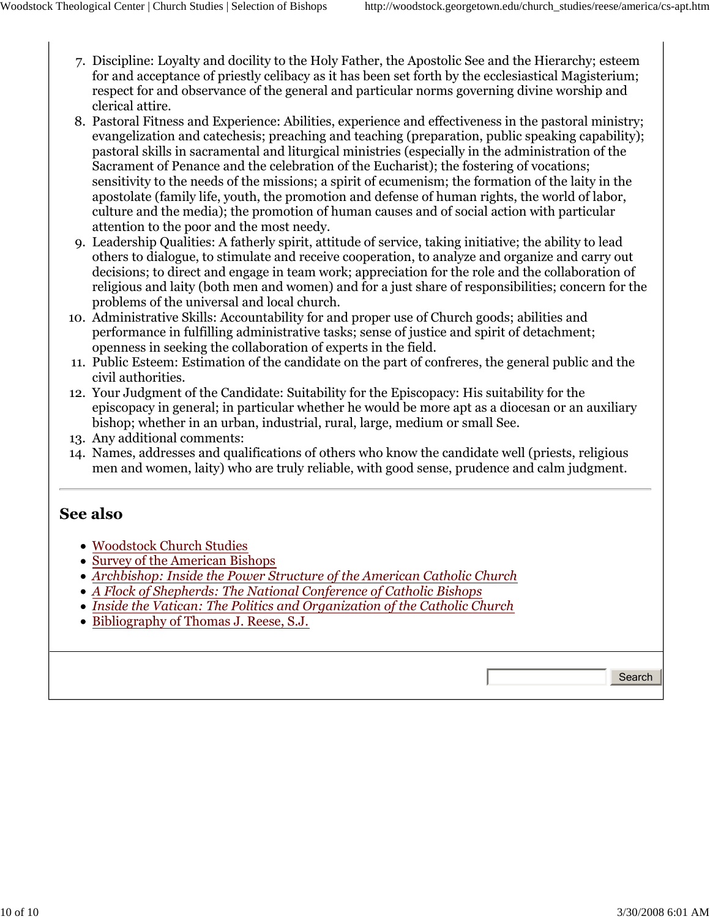7. Discipline: Loyalty and docility to the Holy Father, the Apostolic See and the Hierarchy; esteem for and acceptance of priestly celibacy as it has been set forth by the ecclesiastical Magisterium; respect for and observance of the general and particular norms governing divine worship and clerical attire.
8. Pastoral Fitness and Experience: Abilities, experience and effectiveness in the pastoral ministry; evangelization and catechesis; preaching and teaching (preparation, public speaking capability); pastoral skills in sacramental and liturgical ministries (especially in the administration of the Sacrament of Penance and the celebration of the Eucharist); the fostering of vocations; sensitivity to the needs of the missions; a spirit of ecumenism; the formation of the laity in the apostolate (family life, youth, the promotion and defense of human rights, the world of labor, culture and the media); the promotion of human causes and of social action with particular attention to the poor and the most needy.
9. Leadership Qualities: A fatherly spirit, attitude of service, taking initiative; the ability to lead others to dialogue, to stimulate and receive cooperation, to analyze and organize and carry out decisions; to direct and engage in team work; appreciation for the role and the collaboration of religious and laity (both men and women) and for a just share of responsibilities; concern for the problems of the universal and local church.
10. Administrative Skills: Accountability for and proper use of Church goods; abilities and performance in fulfilling administrative tasks; sense of justice and spirit of detachment; openness in seeking the collaboration of experts in the field.
11. Public Esteem: Estimation of the candidate on the part of confreres, the general public and the civil authorities.
12. Your Judgment of the Candidate: Suitability for the Episcopacy: His suitability for the episcopacy in general; in particular whether he would be more apt as a diocesan or an auxiliary bishop; whether in an urban, industrial, rural, large, medium or small See.
13. Any additional comments:
14. Names, addresses and qualifications of others who know the candidate well (priests, religious men and women, laity) who are truly reliable, with good sense, prudence and calm judgment.

---

## See also

- Woodstock Church Studies
- Survey of the American Bishops
- *Archbishop: Inside the Power Structure of the American Catholic Church*
- *A Flock of Shepherds: The National Conference of Catholic Bishops*
- *Inside the Vatican: The Politics and Organization of the Catholic Church*
- Bibliography of Thomas J. Reese, S.J.